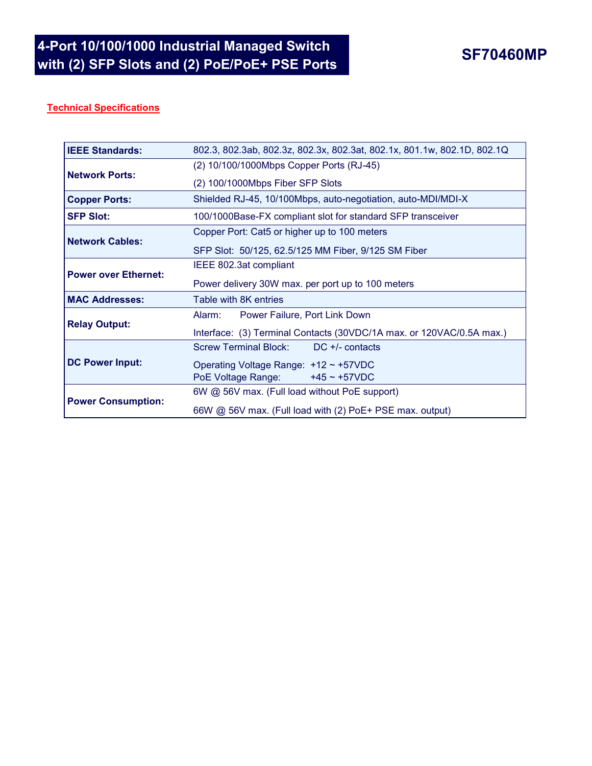# 4-Port 10/100/1000 Industrial Managed Switch with (2) SFP Slots and (2) PoE/PoE+ PSE Ports

## SF70460MP

**Technical Specifications**

| | |
|---|---|
| **IEEE Standards:** | 802.3, 802.3ab, 802.3z, 802.3x, 802.3at, 802.1x, 801.1w, 802.1D, 802.1Q |
| **Network Ports:** | (2) 10/100/1000Mbps Copper Ports (RJ-45)<br>(2) 100/1000Mbps Fiber SFP Slots |
| **Copper Ports:** | Shielded RJ-45, 10/100Mbps, auto-negotiation, auto-MDI/MDI-X |
| **SFP Slot:** | 100/1000Base-FX compliant slot for standard SFP transceiver |
| **Network Cables:** | Copper Port: Cat5 or higher up to 100 meters<br>SFP Slot: 50/125, 62.5/125 MM Fiber, 9/125 SM Fiber |
| **Power over Ethernet:** | IEEE 802.3at compliant<br>Power delivery 30W max. per port up to 100 meters |
| **MAC Addresses:** | Table with 8K entries |
| **Relay Output:** | Alarm: Power Failure, Port Link Down<br>Interface: (3) Terminal Contacts (30VDC/1A max. or 120VAC/0.5A max.) |
| **DC Power Input:** | Screw Terminal Block: DC +/- contacts<br>Operating Voltage Range: +12 ~ +57VDC<br>PoE Voltage Range: +45 ~ +57VDC |
| **Power Consumption:** | 6W @ 56V max. (Full load without PoE support)<br>66W @ 56V max. (Full load with (2) PoE+ PSE max. output) |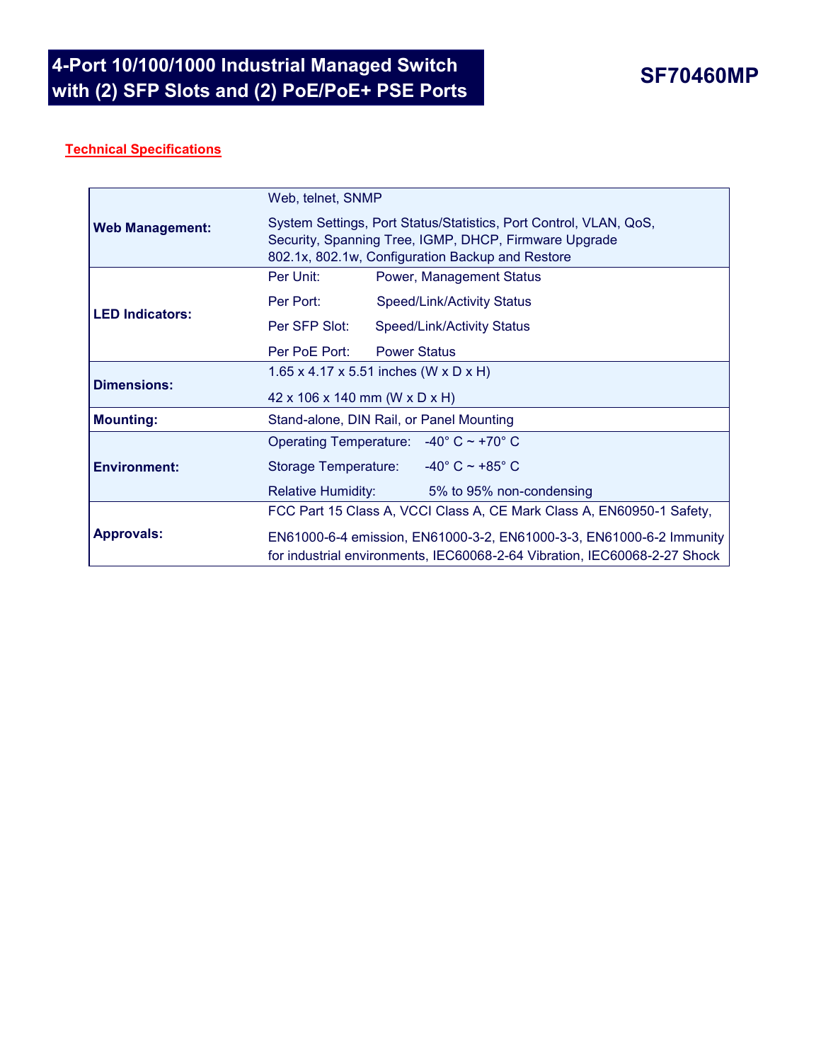# 4-Port 10/100/1000 Industrial Managed Switch with (2) SFP Slots and (2) PoE/PoE+ PSE Ports

## SF70460MP

**Technical Specifications**

| | |
|---|---|
| **Web Management:** | Web, telnet, SNMP<br>System Settings, Port Status/Statistics, Port Control, VLAN, QoS, Security, Spanning Tree, IGMP, DHCP, Firmware Upgrade 802.1x, 802.1w, Configuration Backup and Restore |
| **LED Indicators:** | Per Unit: Power, Management Status<br>Per Port: Speed/Link/Activity Status<br>Per SFP Slot: Speed/Link/Activity Status<br>Per PoE Port: Power Status |
| **Dimensions:** | 1.65 x 4.17 x 5.51 inches (W x D x H)<br>42 x 106 x 140 mm (W x D x H) |
| **Mounting:** | Stand-alone, DIN Rail, or Panel Mounting |
| **Environment:** | Operating Temperature: -40° C ~ +70° C<br>Storage Temperature: -40° C ~ +85° C<br>Relative Humidity: 5% to 95% non-condensing |
| **Approvals:** | FCC Part 15 Class A, VCCI Class A, CE Mark Class A, EN60950-1 Safety,<br>EN61000-6-4 emission, EN61000-3-2, EN61000-3-3, EN61000-6-2 Immunity for industrial environments, IEC60068-2-64 Vibration, IEC60068-2-27 Shock |